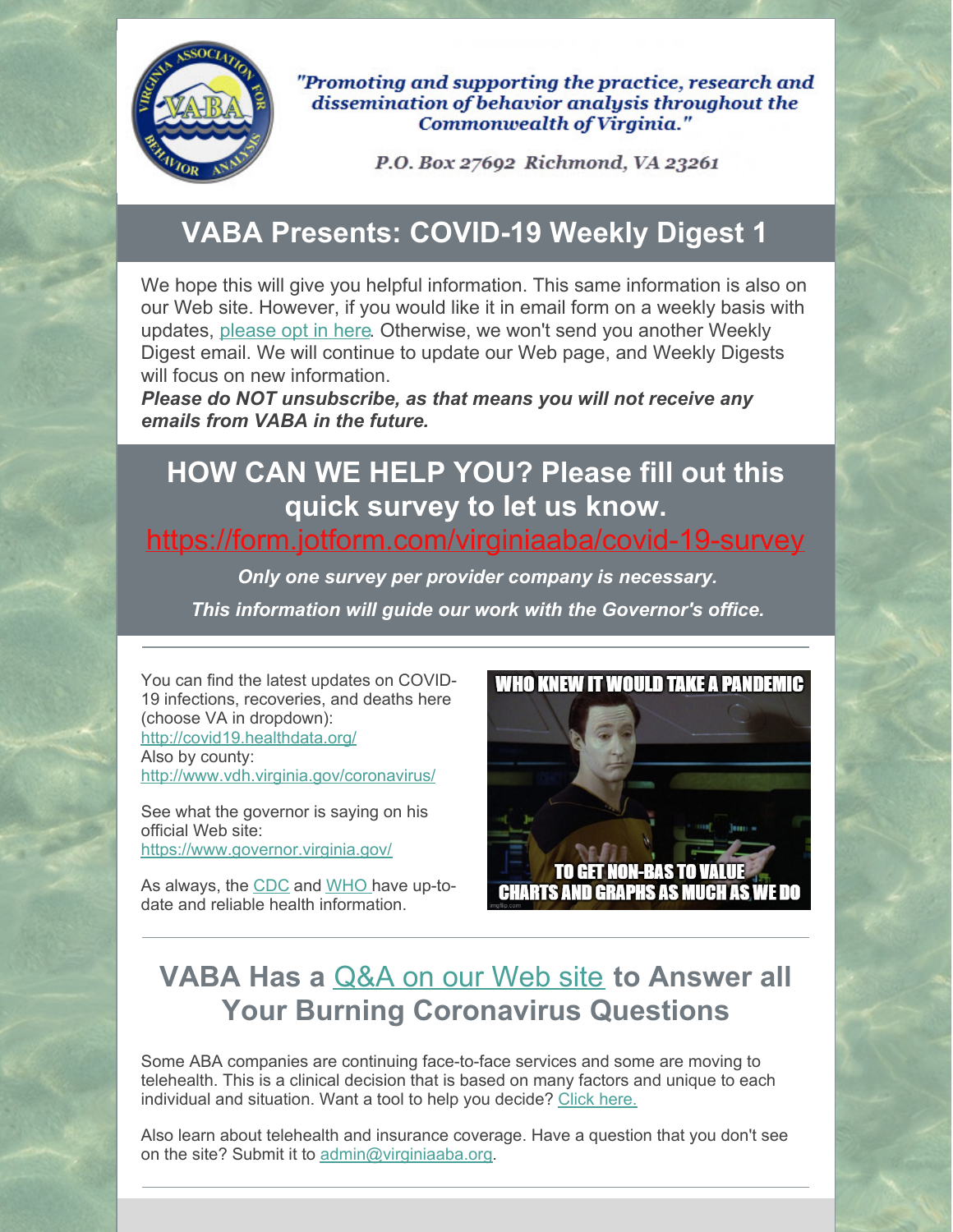*"Promoting and supporting the practice, research and dissemination of behavior analysis throughout the Commonwealth of Virginia."*

*P.O. Box 27692 Richmond, VA 23261*

# VABA Presents: COVID-19 Weekly Digest 1

We hope this will give you helpful information. This same information is also on our Web site. However, if you would like it in email form on a weekly basis with updates, please opt in here. Otherwise, we won't send you another Weekly Digest email. We will continue to update our Web page, and Weekly Digests will focus on new information.

***Please do NOT unsubscribe, as that means you will not receive any emails from VABA in the future.***

## HOW CAN WE HELP YOU? Please fill out this quick survey to let us know.

https://form.jotform.com/virginiaaba/covid-19-survey

***Only one survey per provider company is necessary.***

***This information will guide our work with the Governor's office.***

---

You can find the latest updates on COVID-19 infections, recoveries, and deaths here (choose VA in dropdown): http://covid19.healthdata.org/
Also by county: http://www.vdh.virginia.gov/coronavirus/

See what the governor is saying on his official Web site: https://www.governor.virginia.gov/

As always, the CDC and WHO have up-to-date and reliable health information.

WHO KNEW IT WOULD TAKE A PANDEMIC TO GET NON-BAS TO VALUE CHARTS AND GRAPHS AS MUCH AS WE DO

---

## VABA Has a Q&A on our Web site to Answer all Your Burning Coronavirus Questions

Some ABA companies are continuing face-to-face services and some are moving to telehealth. This is a clinical decision that is based on many factors and unique to each individual and situation. Want a tool to help you decide? Click here.

Also learn about telehealth and insurance coverage. Have a question that you don't see on the site? Submit it to admin@virginiaaba.org.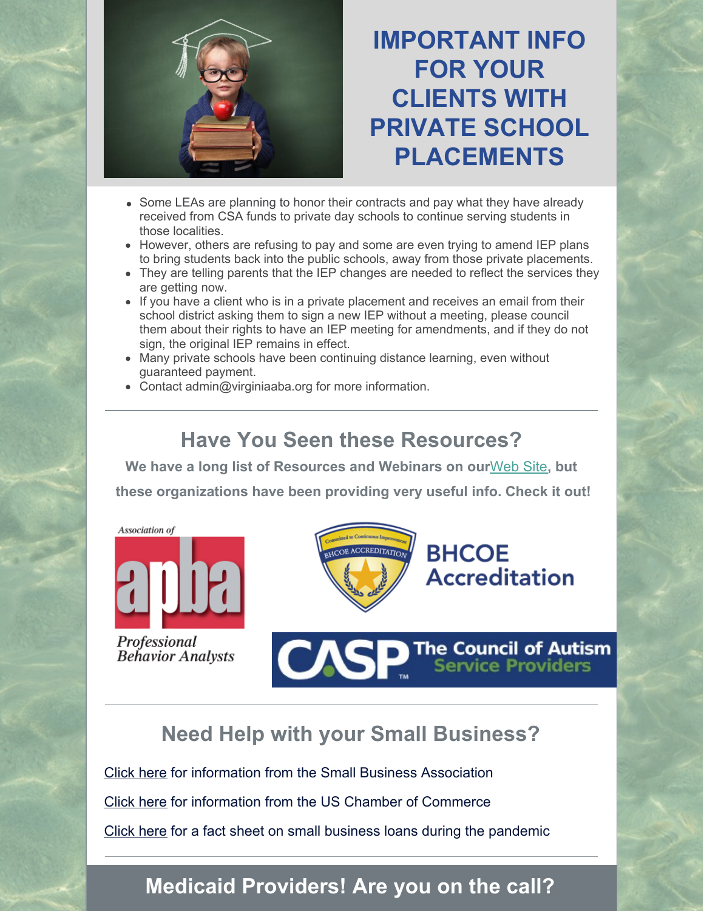# IMPORTANT INFO FOR YOUR CLIENTS WITH PRIVATE SCHOOL PLACEMENTS

- Some LEAs are planning to honor their contracts and pay what they have already received from CSA funds to private day schools to continue serving students in those localities.
- However, others are refusing to pay and some are even trying to amend IEP plans to bring students back into the public schools, away from those private placements.
- They are telling parents that the IEP changes are needed to reflect the services they are getting now.
- If you have a client who is in a private placement and receives an email from their school district asking them to sign a new IEP without a meeting, please council them about their rights to have an IEP meeting for amendments, and if they do not sign, the original IEP remains in effect.
- Many private schools have been continuing distance learning, even without guaranteed payment.
- Contact admin@virginiaaba.org for more information.

---

## Have You Seen these Resources?

**We have a long list of Resources and Webinars on our Web Site, but these organizations have been providing very useful info. Check it out!**

Association of Professional Behavior Analysts (apba)

BHCOE Accreditation

CASP The Council of Autism Service Providers

---

## Need Help with your Small Business?

Click here for information from the Small Business Association

Click here for information from the US Chamber of Commerce

Click here for a fact sheet on small business loans during the pandemic

---

## Medicaid Providers! Are you on the call?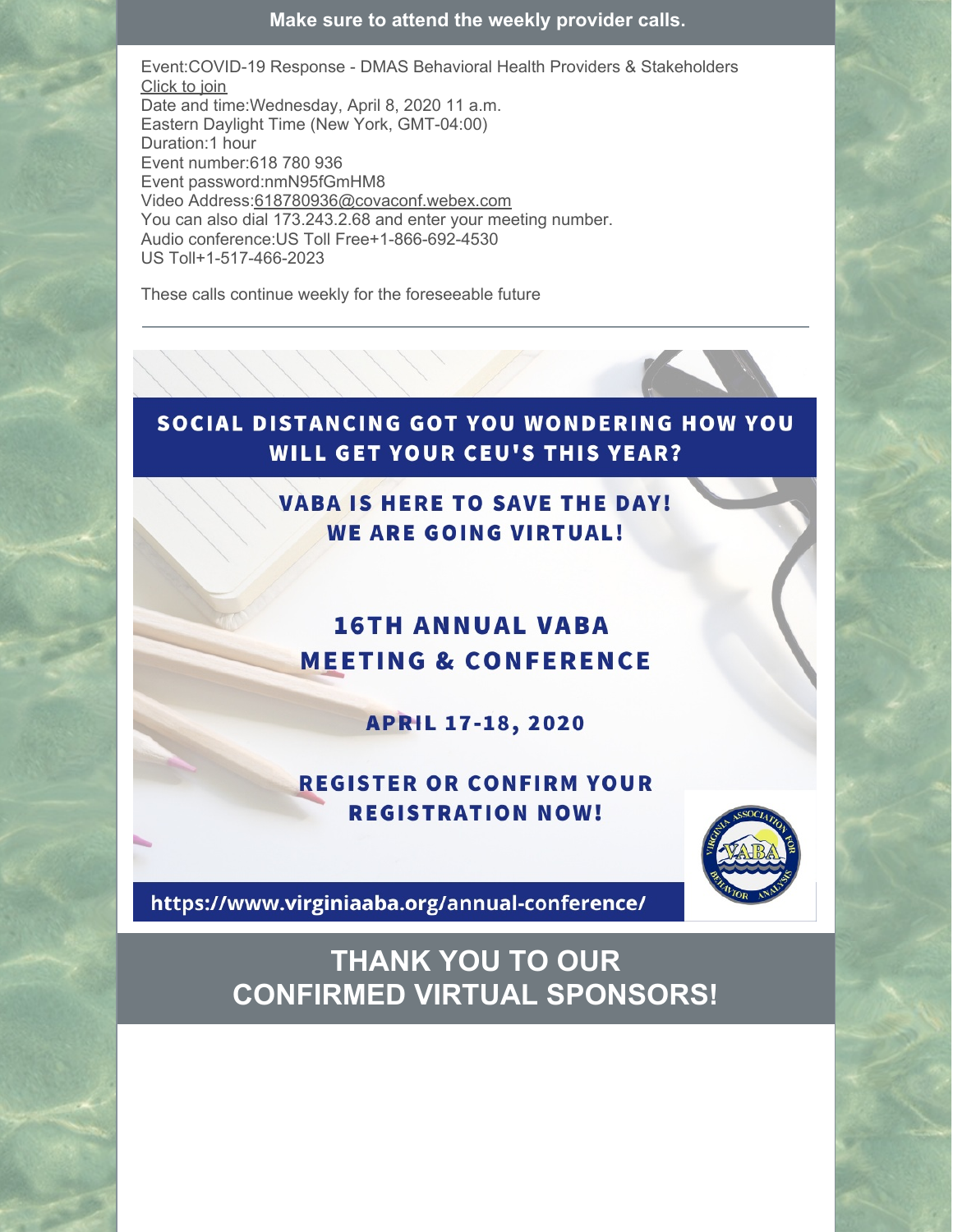**Make sure to attend the weekly provider calls.**

Event:COVID-19 Response - DMAS Behavioral Health Providers & Stakeholders
Click to join
Date and time:Wednesday, April 8, 2020 11 a.m.
Eastern Daylight Time (New York, GMT-04:00)
Duration:1 hour
Event number:618 780 936
Event password:nmN95fGmHM8
Video Address:618780936@covaconf.webex.com
You can also dial 173.243.2.68 and enter your meeting number.
Audio conference:US Toll Free+1-866-692-4530
US Toll+1-517-466-2023

These calls continue weekly for the foreseeable future

---

**SOCIAL DISTANCING GOT YOU WONDERING HOW YOU WILL GET YOUR CEU'S THIS YEAR?**

**VABA IS HERE TO SAVE THE DAY! WE ARE GOING VIRTUAL!**

**16TH ANNUAL VABA MEETING & CONFERENCE**

**APRIL 17-18, 2020**

**REGISTER OR CONFIRM YOUR REGISTRATION NOW!**

https://www.virginiaaba.org/annual-conference/

## THANK YOU TO OUR CONFIRMED VIRTUAL SPONSORS!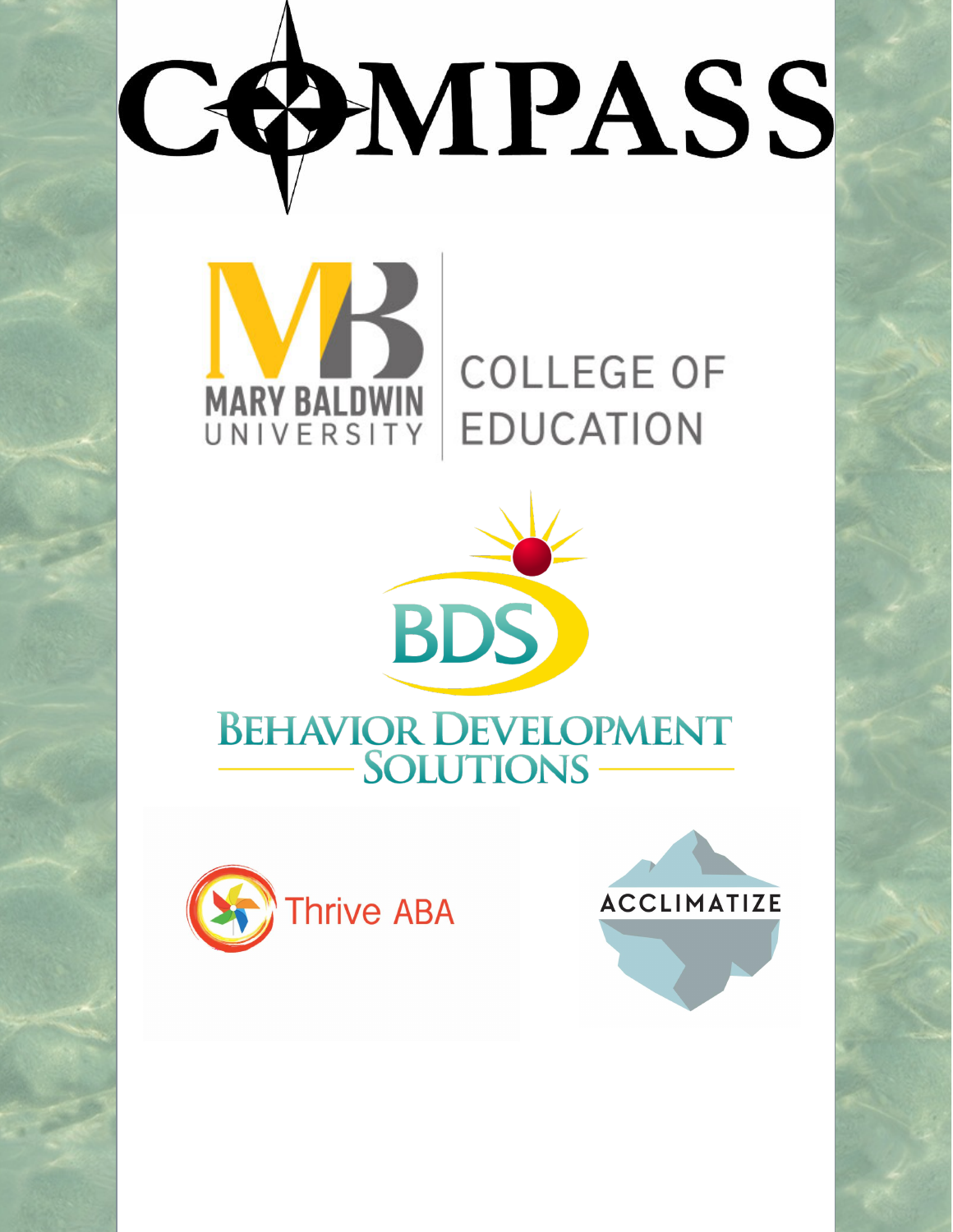# COMPASS

MARY BALDWIN UNIVERSITY

COLLEGE OF EDUCATION

BDS

BEHAVIOR DEVELOPMENT SOLUTIONS

Thrive ABA

ACCLIMATIZE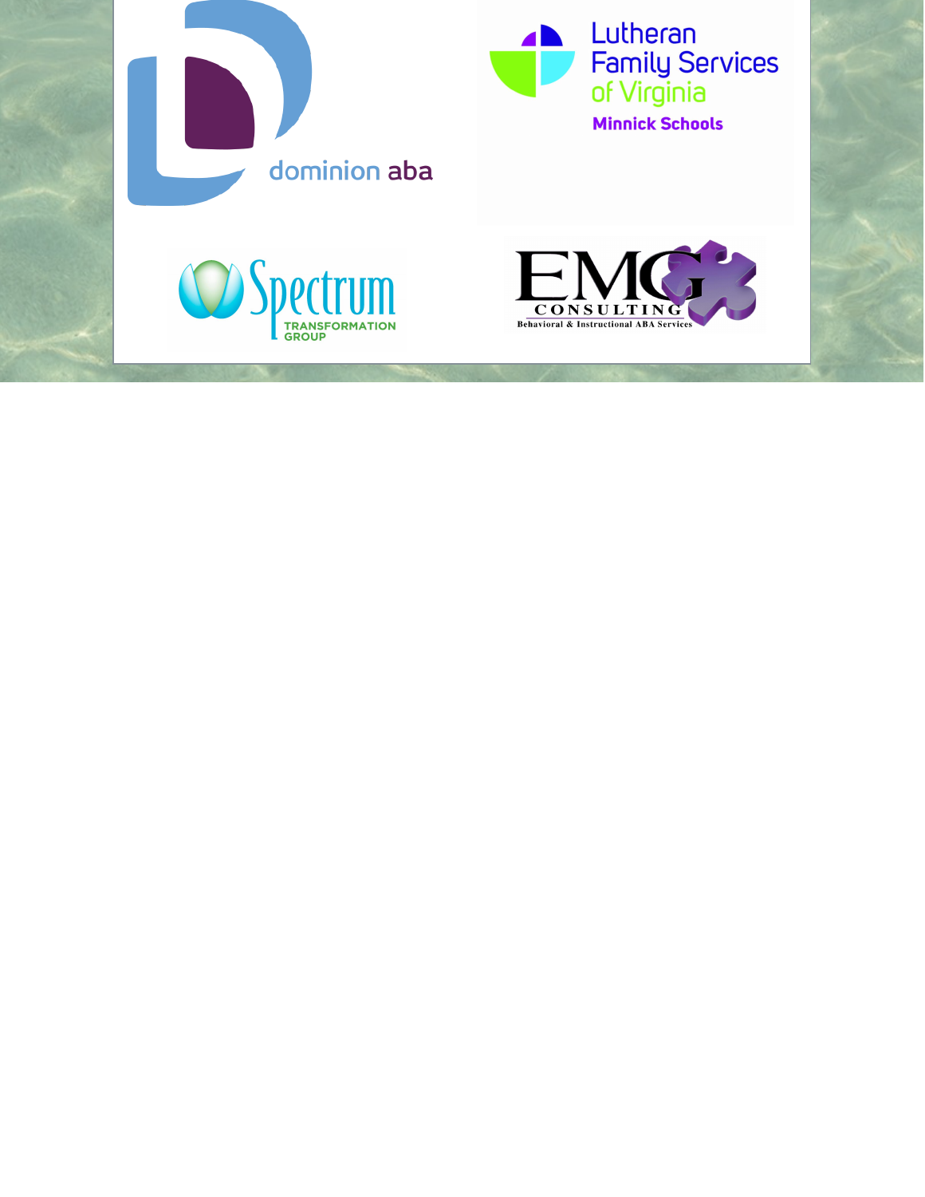dominion aba

Lutheran Family Services of Virginia

Minnick Schools

Spectrum

TRANSFORMATION GROUP

EMG

CONSULTING

Behavioral & Instructional ABA Services